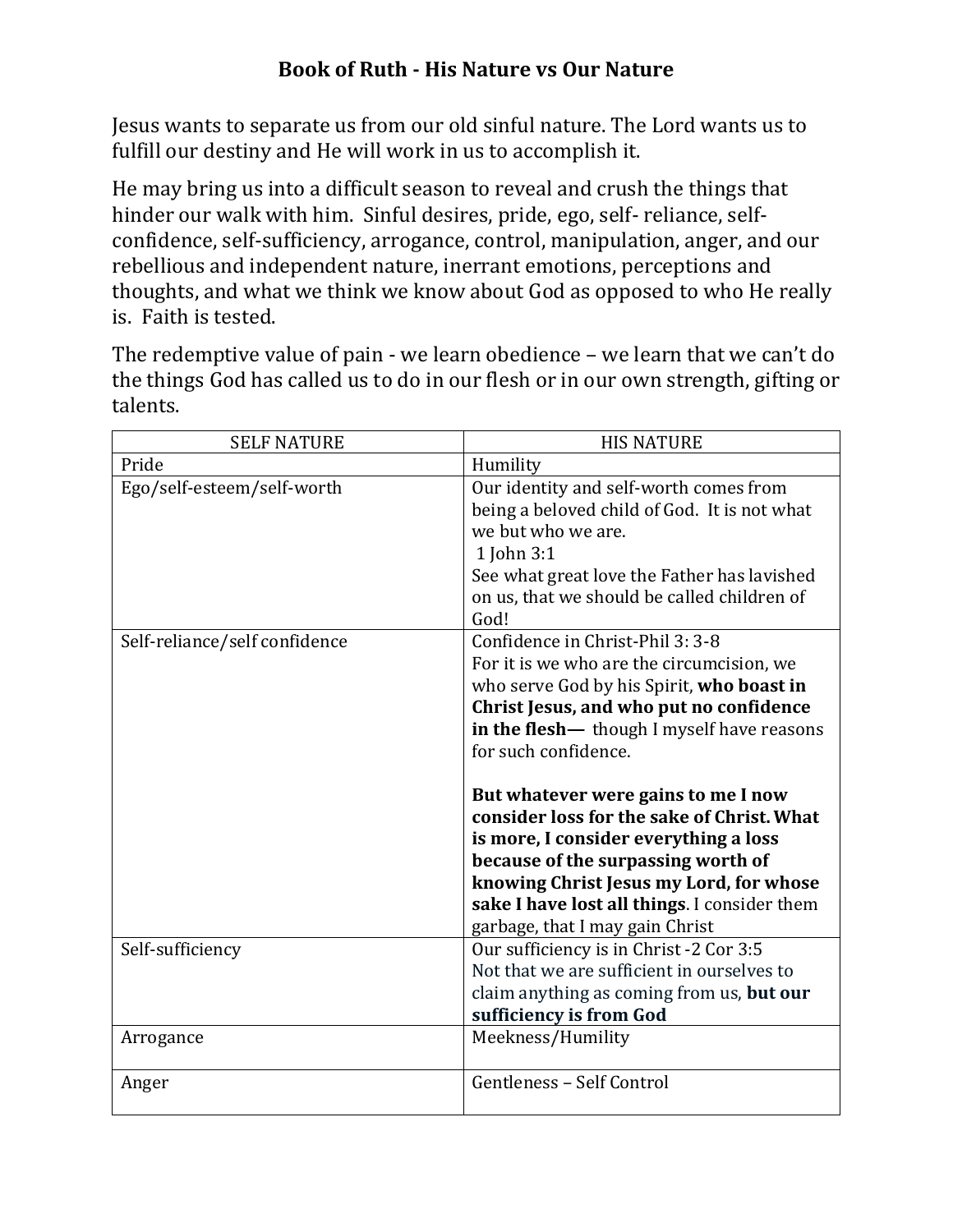# Book of Ruth - His Nature vs Our Nature

Jesus wants to separate us from our old sinful nature. The Lord wants us to fulfill our destiny and He will work in us to accomplish it.

He may bring us into a difficult season to reveal and crush the things that hinder our walk with him. Sinful desires, pride, ego, self- reliance, self-confidence, self-sufficiency, arrogance, control, manipulation, anger, and our rebellious and independent nature, inerrant emotions, perceptions and thoughts, and what we think we know about God as opposed to who He really is. Faith is tested.

The redemptive value of pain - we learn obedience – we learn that we can't do the things God has called us to do in our flesh or in our own strength, gifting or talents.

| SELF NATURE | HIS NATURE |
|---|---|
| Pride | Humility |
| Ego/self-esteem/self-worth | Our identity and self-worth comes from being a beloved child of God. It is not what we but who we are.<br>1 John 3:1<br>See what great love the Father has lavished on us, that we should be called children of God! |
| Self-reliance/self confidence | Confidence in Christ-Phil 3: 3-8<br>For it is we who are the circumcision, we who serve God by his Spirit, **who boast in Christ Jesus, and who put no confidence in the flesh—** though I myself have reasons for such confidence.<br><br>**But whatever were gains to me I now consider loss for the sake of Christ. What is more, I consider everything a loss because of the surpassing worth of knowing Christ Jesus my Lord, for whose sake I have lost all things**. I consider them garbage, that I may gain Christ |
| Self-sufficiency | Our sufficiency is in Christ -2 Cor 3:5<br>Not that we are sufficient in ourselves to claim anything as coming from us, **but our sufficiency is from God** |
| Arrogance | Meekness/Humility |
| Anger | Gentleness – Self Control |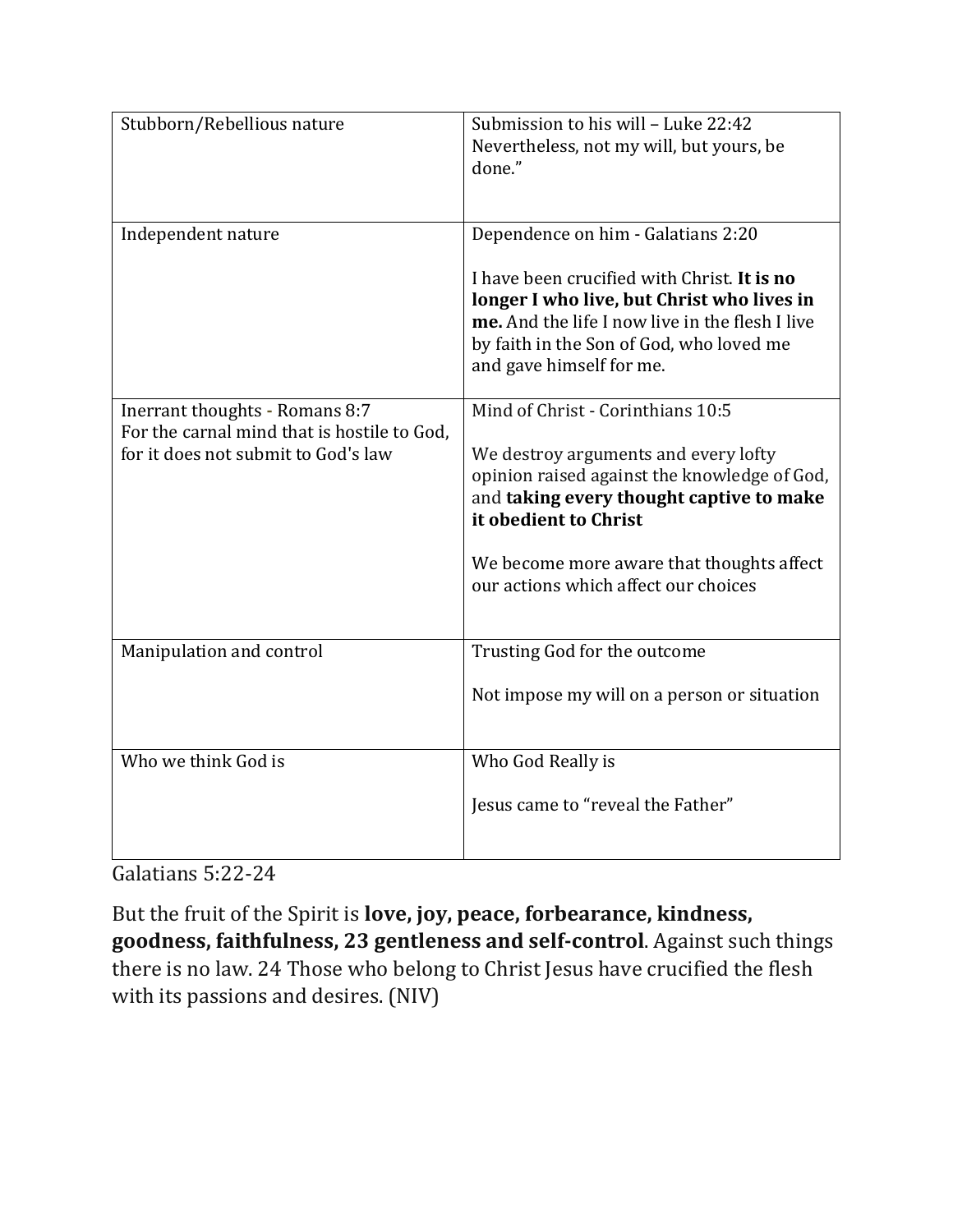| | |
|---|---|
| Stubborn/Rebellious nature | Submission to his will – Luke 22:42<br>Nevertheless, not my will, but yours, be done." |
| Independent nature | Dependence on him - Galatians 2:20<br><br>I have been crucified with Christ. **It is no longer I who live, but Christ who lives in me.** And the life I now live in the flesh I live by faith in the Son of God, who loved me and gave himself for me. |
| Inerrant thoughts - Romans 8:7<br>For the carnal mind that is hostile to God, for it does not submit to God's law | Mind of Christ - Corinthians 10:5<br><br>We destroy arguments and every lofty opinion raised against the knowledge of God, and **taking every thought captive to make it obedient to Christ**<br><br>We become more aware that thoughts affect our actions which affect our choices |
| Manipulation and control | Trusting God for the outcome<br><br>Not impose my will on a person or situation |
| Who we think God is | Who God Really is<br><br>Jesus came to "reveal the Father" |

Galatians 5:22-24

But the fruit of the Spirit is **love, joy, peace, forbearance, kindness, goodness, faithfulness, 23 gentleness and self-control**. Against such things there is no law. 24 Those who belong to Christ Jesus have crucified the flesh with its passions and desires. (NIV)